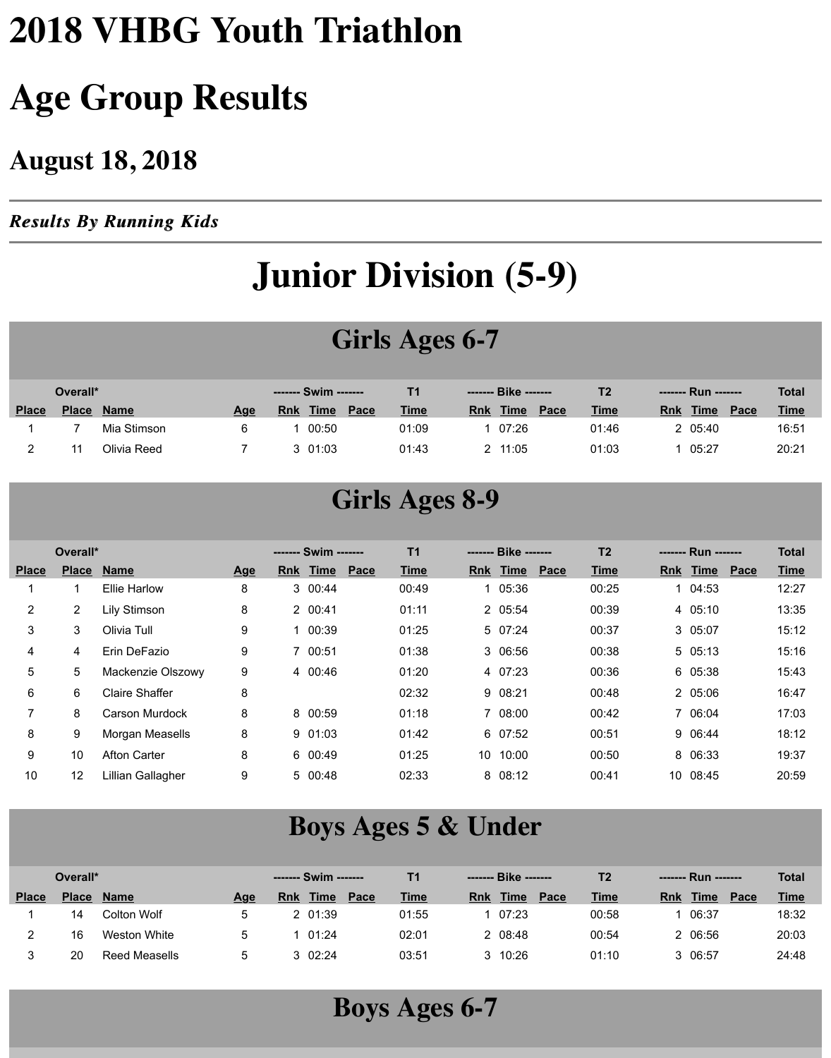# 2018 VHBG Youth Triathlon

# Age Group Results

## August 18, 2018

***Results By Running Kids***

# Junior Division (5-9)

## Girls Ages 6-7

| | Overall* | | | ------- Swim ------- | | | T1 | ------- Bike ------- | | | T2 | ------- Run ------- | | | Total |
|---|---|---|---|---|---|---|---|---|---|---|---|---|---|---|---|
| Place | Place | Name | Age | Rnk | Time | Pace | Time | Rnk | Time | Pace | Time | Rnk | Time | Pace | Time |
| 1 | 7 | Mia Stimson | 6 | 1 | 00:50 | | 01:09 | 1 | 07:26 | | 01:46 | 2 | 05:40 | | 16:51 |
| 2 | 11 | Olivia Reed | 7 | 3 | 01:03 | | 01:43 | 2 | 11:05 | | 01:03 | 1 | 05:27 | | 20:21 |

## Girls Ages 8-9

| | Overall* | | | ------- Swim ------- | | | T1 | ------- Bike ------- | | | T2 | ------- Run ------- | | | Total |
|---|---|---|---|---|---|---|---|---|---|---|---|---|---|---|---|
| Place | Place | Name | Age | Rnk | Time | Pace | Time | Rnk | Time | Pace | Time | Rnk | Time | Pace | Time |
| 1 | 1 | Ellie Harlow | 8 | 3 | 00:44 | | 00:49 | 1 | 05:36 | | 00:25 | 1 | 04:53 | | 12:27 |
| 2 | 2 | Lily Stimson | 8 | 2 | 00:41 | | 01:11 | 2 | 05:54 | | 00:39 | 4 | 05:10 | | 13:35 |
| 3 | 3 | Olivia Tull | 9 | 1 | 00:39 | | 01:25 | 5 | 07:24 | | 00:37 | 3 | 05:07 | | 15:12 |
| 4 | 4 | Erin DeFazio | 9 | 7 | 00:51 | | 01:38 | 3 | 06:56 | | 00:38 | 5 | 05:13 | | 15:16 |
| 5 | 5 | Mackenzie Olszowy | 9 | 4 | 00:46 | | 01:20 | 4 | 07:23 | | 00:36 | 6 | 05:38 | | 15:43 |
| 6 | 6 | Claire Shaffer | 8 | | | | 02:32 | 9 | 08:21 | | 00:48 | 2 | 05:06 | | 16:47 |
| 7 | 8 | Carson Murdock | 8 | 8 | 00:59 | | 01:18 | 7 | 08:00 | | 00:42 | 7 | 06:04 | | 17:03 |
| 8 | 9 | Morgan Measells | 8 | 9 | 01:03 | | 01:42 | 6 | 07:52 | | 00:51 | 9 | 06:44 | | 18:12 |
| 9 | 10 | Afton Carter | 8 | 6 | 00:49 | | 01:25 | 10 | 10:00 | | 00:50 | 8 | 06:33 | | 19:37 |
| 10 | 12 | Lillian Gallagher | 9 | 5 | 00:48 | | 02:33 | 8 | 08:12 | | 00:41 | 10 | 08:45 | | 20:59 |

## Boys Ages 5 & Under

| | Overall* | | | ------- Swim ------- | | | T1 | ------- Bike ------- | | | T2 | ------- Run ------- | | | Total |
|---|---|---|---|---|---|---|---|---|---|---|---|---|---|---|---|
| Place | Place | Name | Age | Rnk | Time | Pace | Time | Rnk | Time | Pace | Time | Rnk | Time | Pace | Time |
| 1 | 14 | Colton Wolf | 5 | 2 | 01:39 | | 01:55 | 1 | 07:23 | | 00:58 | 1 | 06:37 | | 18:32 |
| 2 | 16 | Weston White | 5 | 1 | 01:24 | | 02:01 | 2 | 08:48 | | 00:54 | 2 | 06:56 | | 20:03 |
| 3 | 20 | Reed Measells | 5 | 3 | 02:24 | | 03:51 | 3 | 10:26 | | 01:10 | 3 | 06:57 | | 24:48 |

## Boys Ages 6-7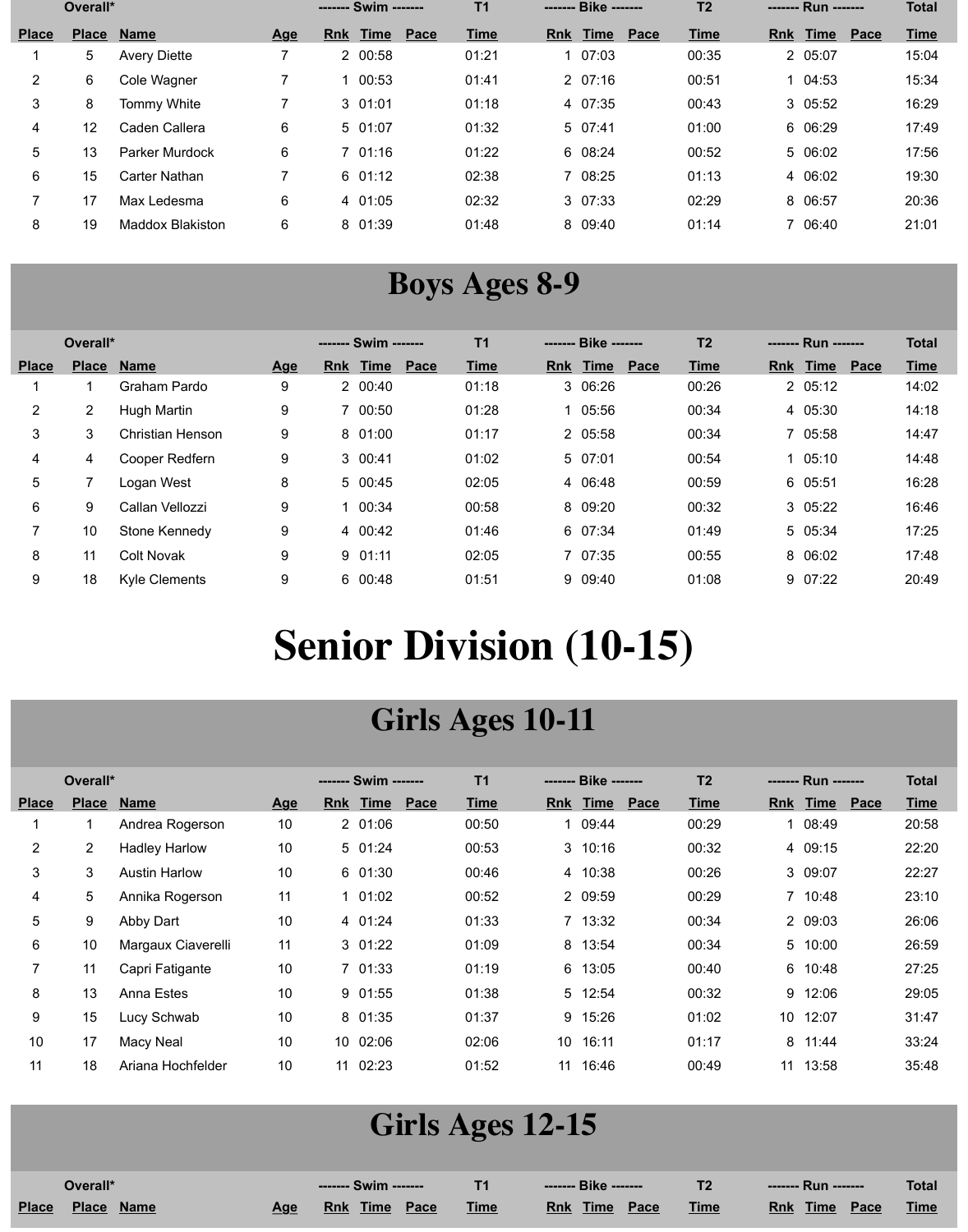| | Overall* | | | Swim | | | T1 | Bike | | | T2 | Run | | | Total |
|---|---|---|---|---|---|---|---|---|---|---|---|---|---|---|---|
| Place | Place | Name | Age | Rnk | Time | Pace | Time | Rnk | Time | Pace | Time | Rnk | Time | Pace | Time |
| 1 | 5 | Avery Diette | 7 | 2 | 00:58 | | 01:21 | 1 | 07:03 | | 00:35 | 2 | 05:07 | | 15:04 |
| 2 | 6 | Cole Wagner | 7 | 1 | 00:53 | | 01:41 | 2 | 07:16 | | 00:51 | 1 | 04:53 | | 15:34 |
| 3 | 8 | Tommy White | 7 | 3 | 01:01 | | 01:18 | 4 | 07:35 | | 00:43 | 3 | 05:52 | | 16:29 |
| 4 | 12 | Caden Callera | 6 | 5 | 01:07 | | 01:32 | 5 | 07:41 | | 01:00 | 6 | 06:29 | | 17:49 |
| 5 | 13 | Parker Murdock | 6 | 7 | 01:16 | | 01:22 | 6 | 08:24 | | 00:52 | 5 | 06:02 | | 17:56 |
| 6 | 15 | Carter Nathan | 7 | 6 | 01:12 | | 02:38 | 7 | 08:25 | | 01:13 | 4 | 06:02 | | 19:30 |
| 7 | 17 | Max Ledesma | 6 | 4 | 01:05 | | 02:32 | 3 | 07:33 | | 02:29 | 8 | 06:57 | | 20:36 |
| 8 | 19 | Maddox Blakiston | 6 | 8 | 01:39 | | 01:48 | 8 | 09:40 | | 01:14 | 7 | 06:40 | | 21:01 |

## Boys Ages 8-9

| | Overall* | | | Swim | | | T1 | Bike | | | T2 | Run | | | Total |
|---|---|---|---|---|---|---|---|---|---|---|---|---|---|---|---|
| Place | Place | Name | Age | Rnk | Time | Pace | Time | Rnk | Time | Pace | Time | Rnk | Time | Pace | Time |
| 1 | 1 | Graham Pardo | 9 | 2 | 00:40 | | 01:18 | 3 | 06:26 | | 00:26 | 2 | 05:12 | | 14:02 |
| 2 | 2 | Hugh Martin | 9 | 7 | 00:50 | | 01:28 | 1 | 05:56 | | 00:34 | 4 | 05:30 | | 14:18 |
| 3 | 3 | Christian Henson | 9 | 8 | 01:00 | | 01:17 | 2 | 05:58 | | 00:34 | 7 | 05:58 | | 14:47 |
| 4 | 4 | Cooper Redfern | 9 | 3 | 00:41 | | 01:02 | 5 | 07:01 | | 00:54 | 1 | 05:10 | | 14:48 |
| 5 | 7 | Logan West | 8 | 5 | 00:45 | | 02:05 | 4 | 06:48 | | 00:59 | 6 | 05:51 | | 16:28 |
| 6 | 9 | Callan Vellozzi | 9 | 1 | 00:34 | | 00:58 | 8 | 09:20 | | 00:32 | 3 | 05:22 | | 16:46 |
| 7 | 10 | Stone Kennedy | 9 | 4 | 00:42 | | 01:46 | 6 | 07:34 | | 01:49 | 5 | 05:34 | | 17:25 |
| 8 | 11 | Colt Novak | 9 | 9 | 01:11 | | 02:05 | 7 | 07:35 | | 00:55 | 8 | 06:02 | | 17:48 |
| 9 | 18 | Kyle Clements | 9 | 6 | 00:48 | | 01:51 | 9 | 09:40 | | 01:08 | 9 | 07:22 | | 20:49 |

# Senior Division (10-15)

## Girls Ages 10-11

| | Overall* | | | Swim | | | T1 | Bike | | | T2 | Run | | | Total |
|---|---|---|---|---|---|---|---|---|---|---|---|---|---|---|---|
| Place | Place | Name | Age | Rnk | Time | Pace | Time | Rnk | Time | Pace | Time | Rnk | Time | Pace | Time |
| 1 | 1 | Andrea Rogerson | 10 | 2 | 01:06 | | 00:50 | 1 | 09:44 | | 00:29 | 1 | 08:49 | | 20:58 |
| 2 | 2 | Hadley Harlow | 10 | 5 | 01:24 | | 00:53 | 3 | 10:16 | | 00:32 | 4 | 09:15 | | 22:20 |
| 3 | 3 | Austin Harlow | 10 | 6 | 01:30 | | 00:46 | 4 | 10:38 | | 00:26 | 3 | 09:07 | | 22:27 |
| 4 | 5 | Annika Rogerson | 11 | 1 | 01:02 | | 00:52 | 2 | 09:59 | | 00:29 | 7 | 10:48 | | 23:10 |
| 5 | 9 | Abby Dart | 10 | 4 | 01:24 | | 01:33 | 7 | 13:32 | | 00:34 | 2 | 09:03 | | 26:06 |
| 6 | 10 | Margaux Ciaverelli | 11 | 3 | 01:22 | | 01:09 | 8 | 13:54 | | 00:34 | 5 | 10:00 | | 26:59 |
| 7 | 11 | Capri Fatigante | 10 | 7 | 01:33 | | 01:19 | 6 | 13:05 | | 00:40 | 6 | 10:48 | | 27:25 |
| 8 | 13 | Anna Estes | 10 | 9 | 01:55 | | 01:38 | 5 | 12:54 | | 00:32 | 9 | 12:06 | | 29:05 |
| 9 | 15 | Lucy Schwab | 10 | 8 | 01:35 | | 01:37 | 9 | 15:26 | | 01:02 | 10 | 12:07 | | 31:47 |
| 10 | 17 | Macy Neal | 10 | 10 | 02:06 | | 02:06 | 10 | 16:11 | | 01:17 | 8 | 11:44 | | 33:24 |
| 11 | 18 | Ariana Hochfelder | 10 | 11 | 02:23 | | 01:52 | 11 | 16:46 | | 00:49 | 11 | 13:58 | | 35:48 |

## Girls Ages 12-15

| | Overall* | | | Swim | | | T1 | Bike | | | T2 | Run | | | Total |
|---|---|---|---|---|---|---|---|---|---|---|---|---|---|---|---|
| Place | Place | Name | Age | Rnk | Time | Pace | Time | Rnk | Time | Pace | Time | Rnk | Time | Pace | Time |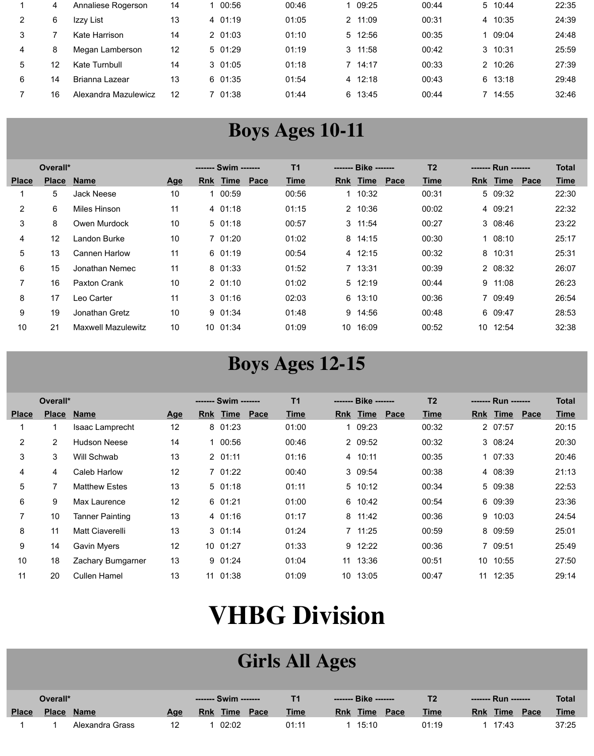| 1 | 4 | Annaliese Rogerson | 14 | 1 | 00:56 | | 00:46 | 1 | 09:25 | | 00:44 | 5 | 10:44 | | 22:35 |
|---|---|---|---|---|---|---|---|---|---|---|---|---|---|---|---|
| 2 | 6 | Izzy List | 13 | 4 | 01:19 | | 01:05 | 2 | 11:09 | | 00:31 | 4 | 10:35 | | 24:39 |
| 3 | 7 | Kate Harrison | 14 | 2 | 01:03 | | 01:10 | 5 | 12:56 | | 00:35 | 1 | 09:04 | | 24:48 |
| 4 | 8 | Megan Lamberson | 12 | 5 | 01:29 | | 01:19 | 3 | 11:58 | | 00:42 | 3 | 10:31 | | 25:59 |
| 5 | 12 | Kate Turnbull | 14 | 3 | 01:05 | | 01:18 | 7 | 14:17 | | 00:33 | 2 | 10:26 | | 27:39 |
| 6 | 14 | Brianna Lazear | 13 | 6 | 01:35 | | 01:54 | 4 | 12:18 | | 00:43 | 6 | 13:18 | | 29:48 |
| 7 | 16 | Alexandra Mazulewicz | 12 | 7 | 01:38 | | 01:44 | 6 | 13:45 | | 00:44 | 7 | 14:55 | | 32:46 |

## Boys Ages 10-11

| | Overall* | | | ------- Swim ------- | | | T1 | ------- Bike ------- | | | T2 | ------- Run ------- | | | Total |
|---|---|---|---|---|---|---|---|---|---|---|---|---|---|---|---|
| Place | Place | Name | Age | Rnk | Time | Pace | Time | Rnk | Time | Pace | Time | Rnk | Time | Pace | Time |
| 1 | 5 | Jack Neese | 10 | 1 | 00:59 | | 00:56 | 1 | 10:32 | | 00:31 | 5 | 09:32 | | 22:30 |
| 2 | 6 | Miles Hinson | 11 | 4 | 01:18 | | 01:15 | 2 | 10:36 | | 00:02 | 4 | 09:21 | | 22:32 |
| 3 | 8 | Owen Murdock | 10 | 5 | 01:18 | | 00:57 | 3 | 11:54 | | 00:27 | 3 | 08:46 | | 23:22 |
| 4 | 12 | Landon Burke | 10 | 7 | 01:20 | | 01:02 | 8 | 14:15 | | 00:30 | 1 | 08:10 | | 25:17 |
| 5 | 13 | Cannen Harlow | 11 | 6 | 01:19 | | 00:54 | 4 | 12:15 | | 00:32 | 8 | 10:31 | | 25:31 |
| 6 | 15 | Jonathan Nemec | 11 | 8 | 01:33 | | 01:52 | 7 | 13:31 | | 00:39 | 2 | 08:32 | | 26:07 |
| 7 | 16 | Paxton Crank | 10 | 2 | 01:10 | | 01:02 | 5 | 12:19 | | 00:44 | 9 | 11:08 | | 26:23 |
| 8 | 17 | Leo Carter | 11 | 3 | 01:16 | | 02:03 | 6 | 13:10 | | 00:36 | 7 | 09:49 | | 26:54 |
| 9 | 19 | Jonathan Gretz | 10 | 9 | 01:34 | | 01:48 | 9 | 14:56 | | 00:48 | 6 | 09:47 | | 28:53 |
| 10 | 21 | Maxwell Mazulewitz | 10 | 10 | 01:34 | | 01:09 | 10 | 16:09 | | 00:52 | 10 | 12:54 | | 32:38 |

## Boys Ages 12-15

| | Overall* | | | ------- Swim ------- | | | T1 | ------- Bike ------- | | | T2 | ------- Run ------- | | | Total |
|---|---|---|---|---|---|---|---|---|---|---|---|---|---|---|---|
| Place | Place | Name | Age | Rnk | Time | Pace | Time | Rnk | Time | Pace | Time | Rnk | Time | Pace | Time |
| 1 | 1 | Isaac Lamprecht | 12 | 8 | 01:23 | | 01:00 | 1 | 09:23 | | 00:32 | 2 | 07:57 | | 20:15 |
| 2 | 2 | Hudson Neese | 14 | 1 | 00:56 | | 00:46 | 2 | 09:52 | | 00:32 | 3 | 08:24 | | 20:30 |
| 3 | 3 | Will Schwab | 13 | 2 | 01:11 | | 01:16 | 4 | 10:11 | | 00:35 | 1 | 07:33 | | 20:46 |
| 4 | 4 | Caleb Harlow | 12 | 7 | 01:22 | | 00:40 | 3 | 09:54 | | 00:38 | 4 | 08:39 | | 21:13 |
| 5 | 7 | Matthew Estes | 13 | 5 | 01:18 | | 01:11 | 5 | 10:12 | | 00:34 | 5 | 09:38 | | 22:53 |
| 6 | 9 | Max Laurence | 12 | 6 | 01:21 | | 01:00 | 6 | 10:42 | | 00:54 | 6 | 09:39 | | 23:36 |
| 7 | 10 | Tanner Painting | 13 | 4 | 01:16 | | 01:17 | 8 | 11:42 | | 00:36 | 9 | 10:03 | | 24:54 |
| 8 | 11 | Matt Ciaverelli | 13 | 3 | 01:14 | | 01:24 | 7 | 11:25 | | 00:59 | 8 | 09:59 | | 25:01 |
| 9 | 14 | Gavin Myers | 12 | 10 | 01:27 | | 01:33 | 9 | 12:22 | | 00:36 | 7 | 09:51 | | 25:49 |
| 10 | 18 | Zachary Bumgarner | 13 | 9 | 01:24 | | 01:04 | 11 | 13:36 | | 00:51 | 10 | 10:55 | | 27:50 |
| 11 | 20 | Cullen Hamel | 13 | 11 | 01:38 | | 01:09 | 10 | 13:05 | | 00:47 | 11 | 12:35 | | 29:14 |

# VHBG Division

## Girls All Ages

| | Overall* | | | ------- Swim ------- | | | T1 | ------- Bike ------- | | | T2 | ------- Run ------- | | | Total |
|---|---|---|---|---|---|---|---|---|---|---|---|---|---|---|---|
| Place | Place | Name | Age | Rnk | Time | Pace | Time | Rnk | Time | Pace | Time | Rnk | Time | Pace | Time |
| 1 | 1 | Alexandra Grass | 12 | 1 | 02:02 | | 01:11 | 1 | 15:10 | | 01:19 | 1 | 17:43 | | 37:25 |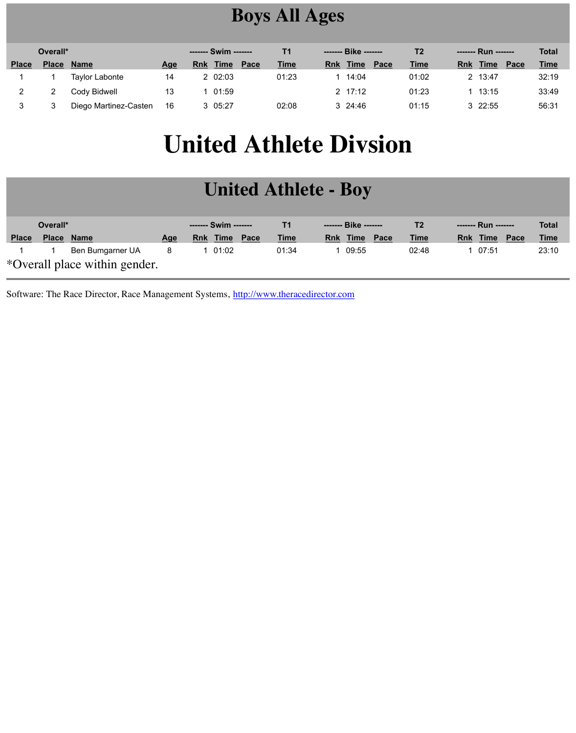# Boys All Ages

| | Overall* | | | Swim | | | T1 | Bike | | | T2 | Run | | | Total |
|---|---|---|---|---|---|---|---|---|---|---|---|---|---|---|---|
| Place | Place | Name | Age | Rnk | Time | Pace | Time | Rnk | Time | Pace | Time | Rnk | Time | Pace | Time |
| 1 | 1 | Taylor Labonte | 14 | 2 | 02:03 | | 01:23 | 1 | 14:04 | | 01:02 | 2 | 13:47 | | 32:19 |
| 2 | 2 | Cody Bidwell | 13 | 1 | 01:59 | | | 2 | 17:12 | | 01:23 | 1 | 13:15 | | 33:49 |
| 3 | 3 | Diego Martinez-Casten | 16 | 3 | 05:27 | | 02:08 | 3 | 24:46 | | 01:15 | 3 | 22:55 | | 56:31 |

# United Athlete Divsion

## United Athlete - Boy

| | Overall* | | | Swim | | | T1 | Bike | | | T2 | Run | | | Total |
|---|---|---|---|---|---|---|---|---|---|---|---|---|---|---|---|
| Place | Place | Name | Age | Rnk | Time | Pace | Time | Rnk | Time | Pace | Time | Rnk | Time | Pace | Time |
| 1 | 1 | Ben Bumgarner UA | 8 | 1 | 01:02 | | 01:34 | 1 | 09:55 | | 02:48 | 1 | 07:51 | | 23:10 |

*Overall place within gender.

---

Software: The Race Director, Race Management Systems, http://www.theracedirector.com